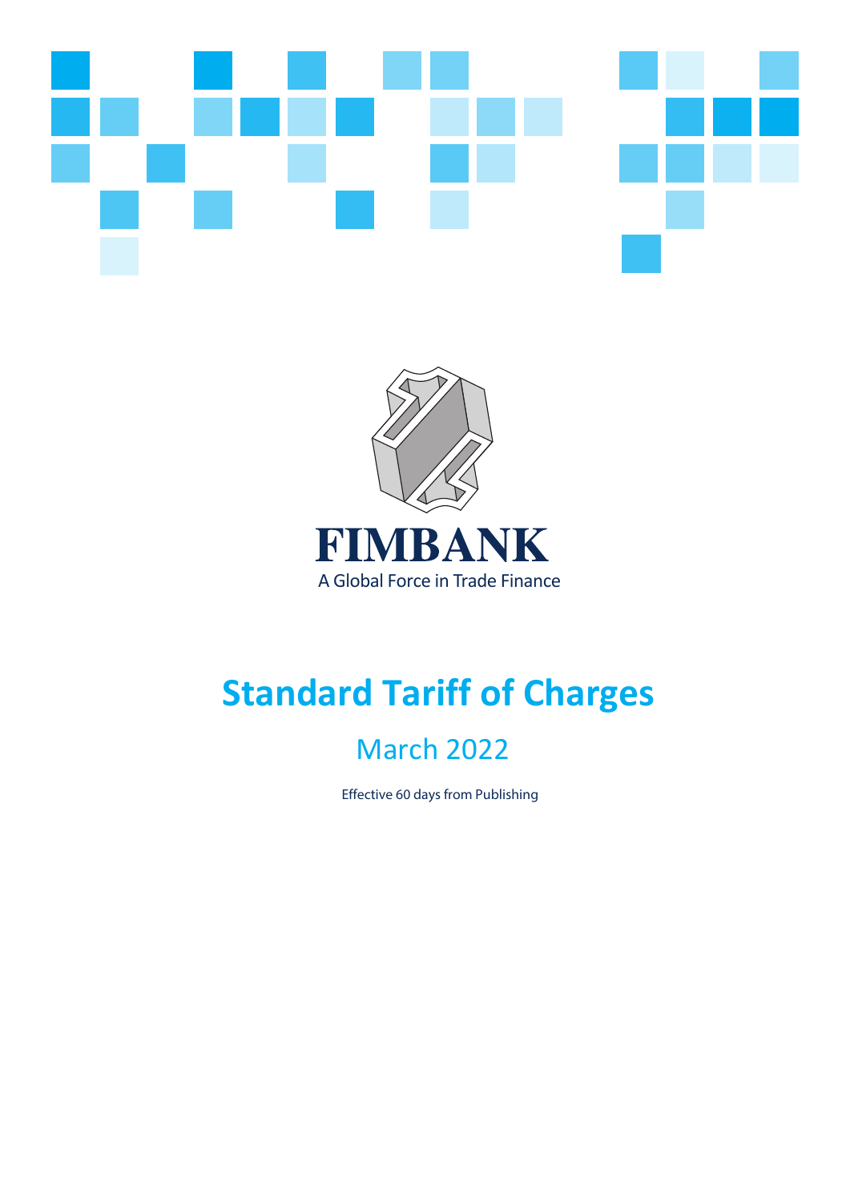FIMBANK

A Global Force in Trade Finance

# Standard Tariff of Charges

## March 2022

Effective 60 days from Publishing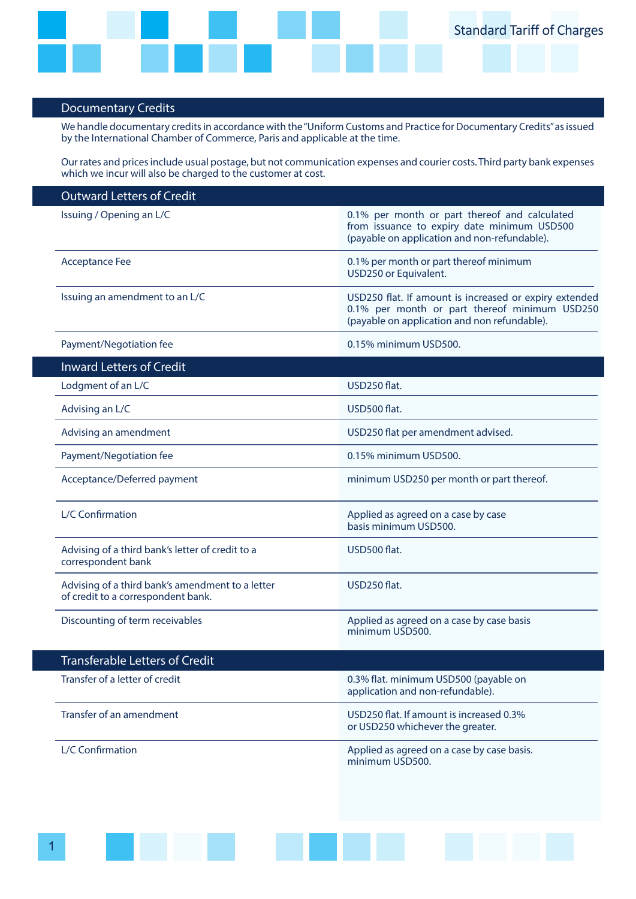## Documentary Credits

We handle documentary credits in accordance with the "Uniform Customs and Practice for Documentary Credits" as issued by the International Chamber of Commerce, Paris and applicable at the time.

Our rates and prices include usual postage, but not communication expenses and courier costs. Third party bank expenses which we incur will also be charged to the customer at cost.

### Outward Letters of Credit

| | |
|---|---|
| Issuing / Opening an L/C | 0.1% per month or part thereof and calculated from issuance to expiry date minimum USD500 (payable on application and non-refundable). |
| Acceptance Fee | 0.1% per month or part thereof minimum USD250 or Equivalent. |
| Issuing an amendment to an L/C | USD250 flat. If amount is increased or expiry extended 0.1% per month or part thereof minimum USD250 (payable on application and non refundable). |
| Payment/Negotiation fee | 0.15% minimum USD500. |

### Inward Letters of Credit

| | |
|---|---|
| Lodgment of an L/C | USD250 flat. |
| Advising an L/C | USD500 flat. |
| Advising an amendment | USD250 flat per amendment advised. |
| Payment/Negotiation fee | 0.15% minimum USD500. |
| Acceptance/Deferred payment | minimum USD250 per month or part thereof. |
| L/C Confirmation | Applied as agreed on a case by case basis minimum USD500. |
| Advising of a third bank's letter of credit to a correspondent bank | USD500 flat. |
| Advising of a third bank's amendment to a letter of credit to a correspondent bank. | USD250 flat. |
| Discounting of term receivables | Applied as agreed on a case by case basis minimum USD500. |

### Transferable Letters of Credit

| | |
|---|---|
| Transfer of a letter of credit | 0.3% flat. minimum USD500 (payable on application and non-refundable). |
| Transfer of an amendment | USD250 flat. If amount is increased 0.3% or USD250 whichever the greater. |
| L/C Confirmation | Applied as agreed on a case by case basis. minimum USD500. |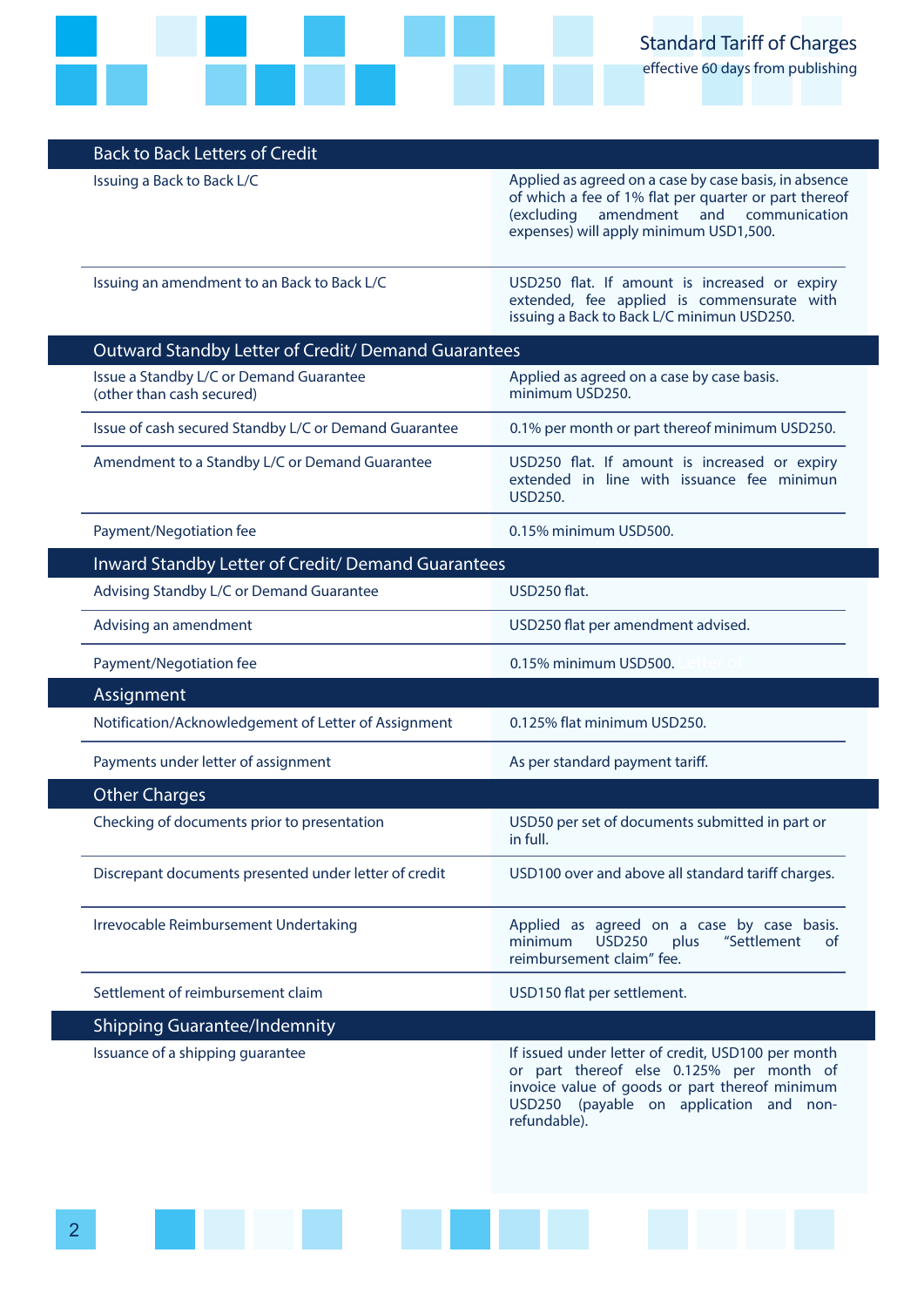## Back to Back Letters of Credit

| | |
|---|---|
| Issuing a Back to Back L/C | Applied as agreed on a case by case basis, in absence of which a fee of 1% flat per quarter or part thereof (excluding amendment and communication expenses) will apply minimum USD1,500. |
| Issuing an amendment to an Back to Back L/C | USD250 flat. If amount is increased or expiry extended, fee applied is commensurate with issuing a Back to Back L/C minimun USD250. |

## Outward Standby Letter of Credit/ Demand Guarantees

| | |
|---|---|
| Issue a Standby L/C or Demand Guarantee (other than cash secured) | Applied as agreed on a case by case basis. minimum USD250. |
| Issue of cash secured Standby L/C or Demand Guarantee | 0.1% per month or part thereof minimum USD250. |
| Amendment to a Standby L/C or Demand Guarantee | USD250 flat. If amount is increased or expiry extended in line with issuance fee minimun USD250. |
| Payment/Negotiation fee | 0.15% minimum USD500. |

## Inward Standby Letter of Credit/ Demand Guarantees

| | |
|---|---|
| Advising Standby L/C or Demand Guarantee | USD250 flat. |
| Advising an amendment | USD250 flat per amendment advised. |
| Payment/Negotiation fee | 0.15% minimum USD500. |

## Assignment

| | |
|---|---|
| Notification/Acknowledgement of Letter of Assignment | 0.125% flat minimum USD250. |
| Payments under letter of assignment | As per standard payment tariff. |

## Other Charges

| | |
|---|---|
| Checking of documents prior to presentation | USD50 per set of documents submitted in part or in full. |
| Discrepant documents presented under letter of credit | USD100 over and above all standard tariff charges. |
| Irrevocable Reimbursement Undertaking | Applied as agreed on a case by case basis. minimum USD250 plus "Settlement of reimbursement claim" fee. |
| Settlement of reimbursement claim | USD150 flat per settlement. |

## Shipping Guarantee/Indemnity

| | |
|---|---|
| Issuance of a shipping guarantee | If issued under letter of credit, USD100 per month or part thereof else 0.125% per month of invoice value of goods or part thereof minimum USD250 (payable on application and non-refundable). |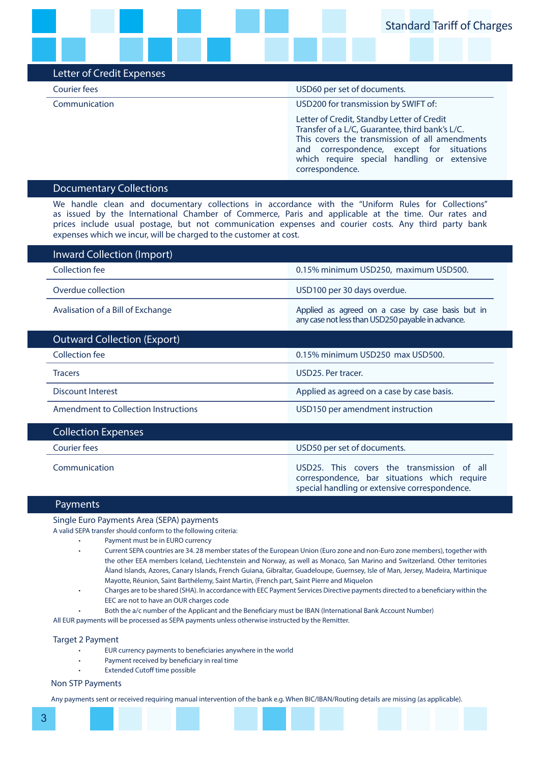## Letter of Credit Expenses

| | |
|---|---|
| Courier fees | USD60 per set of documents. |
| Communication | USD200 for transmission by SWIFT of:<br><br>Letter of Credit, Standby Letter of Credit Transfer of a L/C, Guarantee, third bank's L/C. This covers the transmission of all amendments and correspondence, except for situations which require special handling or extensive correspondence. |

## Documentary Collections

We handle clean and documentary collections in accordance with the "Uniform Rules for Collections" as issued by the International Chamber of Commerce, Paris and applicable at the time. Our rates and prices include usual postage, but not communication expenses and courier costs. Any third party bank expenses which we incur, will be charged to the customer at cost.

## Inward Collection (Import)

| | |
|---|---|
| Collection fee | 0.15% minimum USD250, maximum USD500. |
| Overdue collection | USD100 per 30 days overdue. |
| Avalisation of a Bill of Exchange | Applied as agreed on a case by case basis but in any case not less than USD250 payable in advance. |

## Outward Collection (Export)

| | |
|---|---|
| Collection fee | 0.15% minimum USD250 max USD500. |
| Tracers | USD25. Per tracer. |
| Discount Interest | Applied as agreed on a case by case basis. |
| Amendment to Collection Instructions | USD150 per amendment instruction |

## Collection Expenses

| | |
|---|---|
| Courier fees | USD50 per set of documents. |
| Communication | USD25. This covers the transmission of all correspondence, bar situations which require special handling or extensive correspondence. |

## Payments

### Single Euro Payments Area (SEPA) payments

A valid SEPA transfer should conform to the following criteria:

- Payment must be in EURO currency
- Current SEPA countries are 34. 28 member states of the European Union (Euro zone and non-Euro zone members), together with the other EEA members Iceland, Liechtenstein and Norway, as well as Monaco, San Marino and Switzerland. Other territories Åland Islands, Azores, Canary Islands, French Guiana, Gibraltar, Guadeloupe, Guernsey, Isle of Man, Jersey, Madeira, Martinique Mayotte, Réunion, Saint Barthélemy, Saint Martin, (French part, Saint Pierre and Miquelon
- Charges are to be shared (SHA). In accordance with EEC Payment Services Directive payments directed to a beneficiary within the EEC are not to have an OUR charges code
- Both the a/c number of the Applicant and the Beneficiary must be IBAN (International Bank Account Number)

All EUR payments will be processed as SEPA payments unless otherwise instructed by the Remitter.

### Target 2 Payment

- EUR currency payments to beneficiaries anywhere in the world
- Payment received by beneficiary in real time
- Extended Cutoff time possible

### Non STP Payments

Any payments sent or received requiring manual intervention of the bank e.g. When BIC/IBAN/Routing details are missing (as applicable).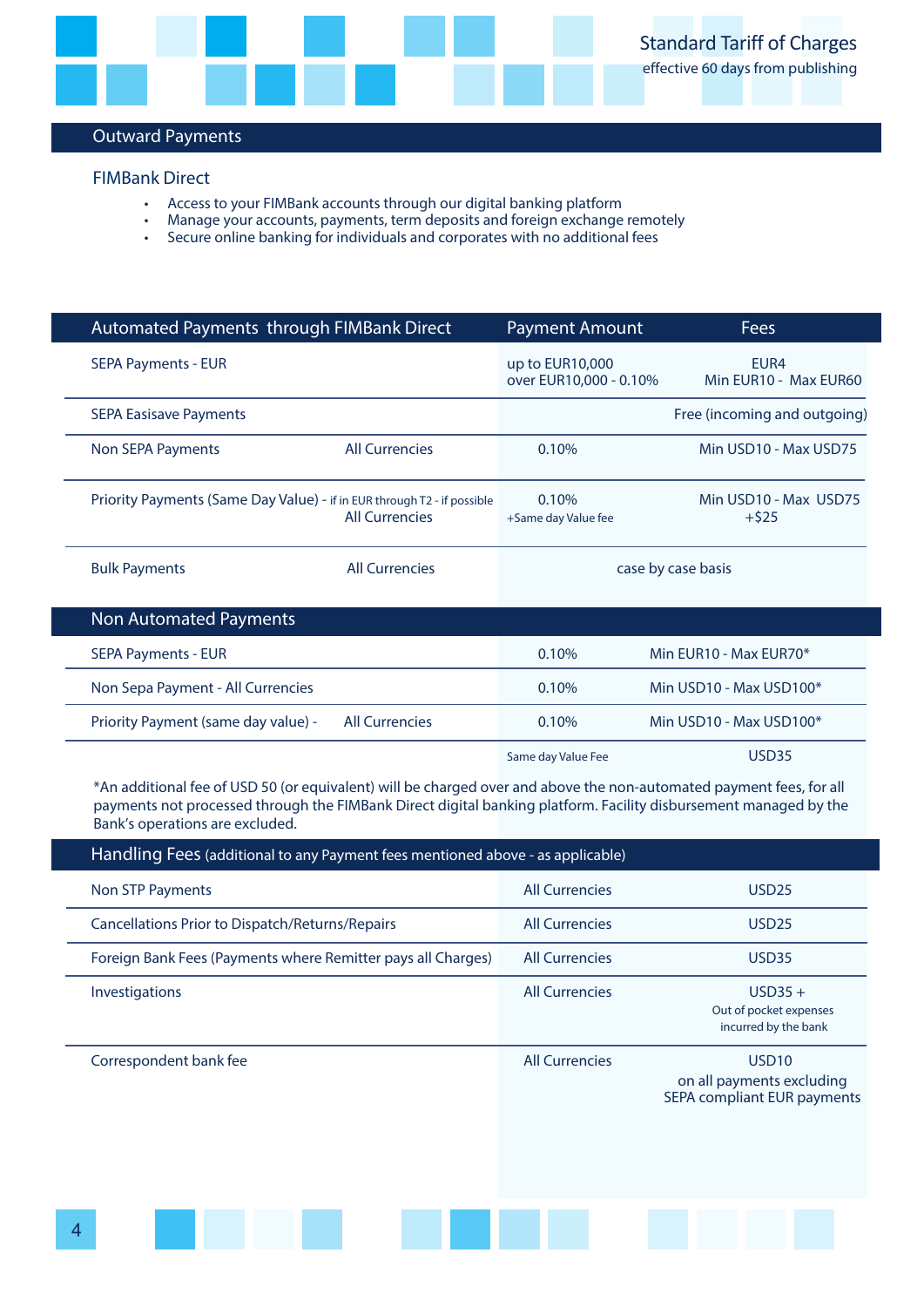Standard Tariff of Charges
effective 60 days from publishing

## Outward Payments

### FIMBank Direct

- Access to your FIMBank accounts through our digital banking platform
- Manage your accounts, payments, term deposits and foreign exchange remotely
- Secure online banking for individuals and corporates with no additional fees

| Automated Payments through FIMBank Direct | | Payment Amount | Fees |
|---|---|---|---|
| SEPA Payments - EUR | | up to EUR10,000<br>over EUR10,000 - 0.10% | EUR4<br>Min EUR10 - Max EUR60 |
| SEPA Easisave Payments | | | Free (incoming and outgoing) |
| Non SEPA Payments | All Currencies | 0.10% | Min USD10 - Max USD75 |
| Priority Payments (Same Day Value) - if in EUR through T2 - if possible | All Currencies | 0.10%<br>+Same day Value fee | Min USD10 - Max USD75<br>+$25 |
| Bulk Payments | All Currencies | case by case basis | |

| Non Automated Payments | | | |
|---|---|---|---|
| SEPA Payments - EUR | | 0.10% | Min EUR10 - Max EUR70* |
| Non Sepa Payment - All Currencies | | 0.10% | Min USD10 - Max USD100* |
| Priority Payment (same day value) - | All Currencies | 0.10% | Min USD10 - Max USD100* |
| | | Same day Value Fee | USD35 |

*An additional fee of USD 50 (or equivalent) will be charged over and above the non-automated payment fees, for all payments not processed through the FIMBank Direct digital banking platform. Facility disbursement managed by the Bank's operations are excluded.

| Handling Fees (additional to any Payment fees mentioned above - as applicable) | | |
|---|---|---|
| Non STP Payments | All Currencies | USD25 |
| Cancellations Prior to Dispatch/Returns/Repairs | All Currencies | USD25 |
| Foreign Bank Fees (Payments where Remitter pays all Charges) | All Currencies | USD35 |
| Investigations | All Currencies | USD35 +<br>Out of pocket expenses incurred by the bank |
| Correspondent bank fee | All Currencies | USD10<br>on all payments excluding SEPA compliant EUR payments |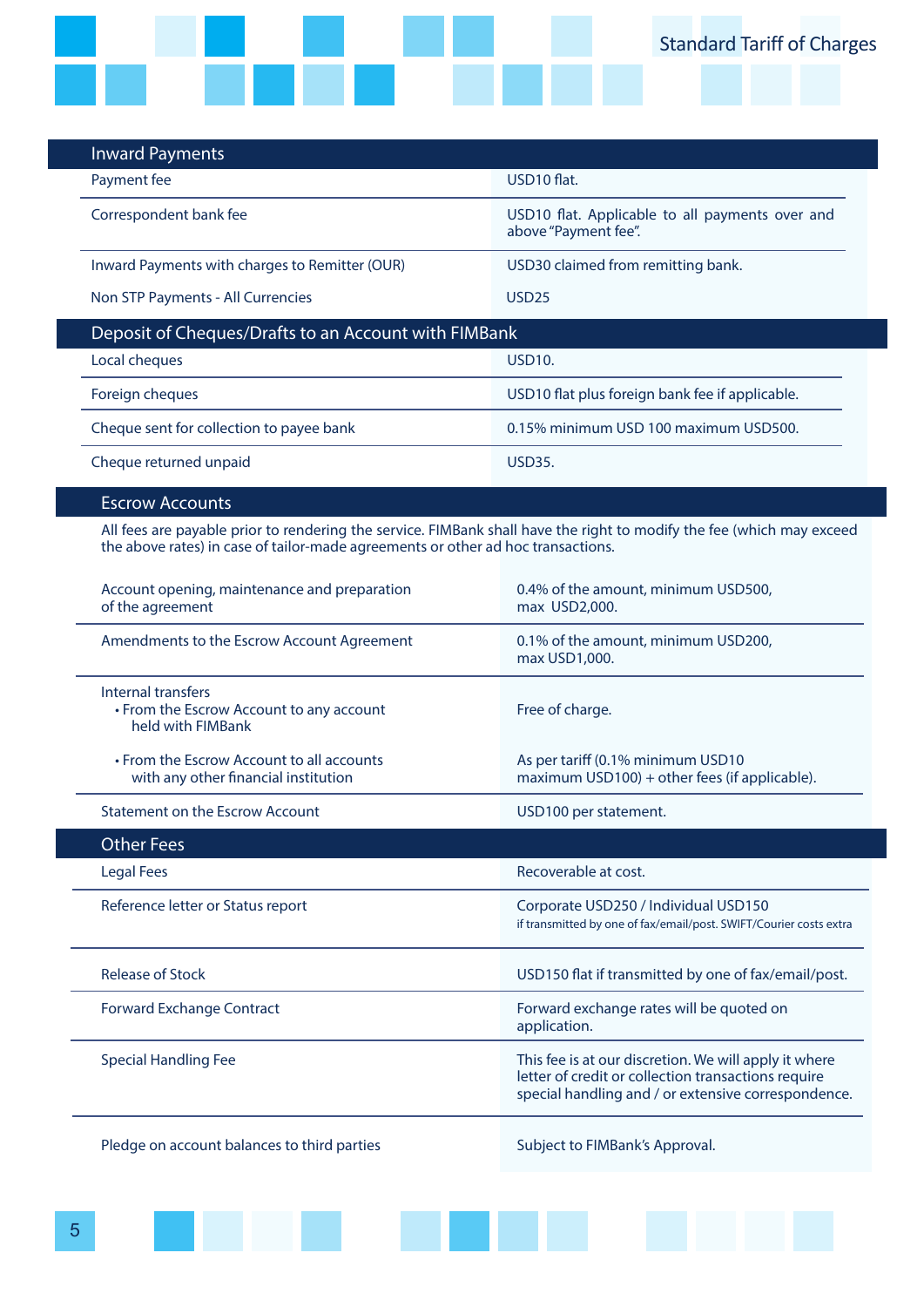## Inward Payments

| | |
|---|---|
| Payment fee | USD10 flat. |
| Correspondent bank fee | USD10 flat. Applicable to all payments over and above "Payment fee". |
| Inward Payments with charges to Remitter (OUR) | USD30 claimed from remitting bank. |
| Non STP Payments - All Currencies | USD25 |

## Deposit of Cheques/Drafts to an Account with FIMBank

| | |
|---|---|
| Local cheques | USD10. |
| Foreign cheques | USD10 flat plus foreign bank fee if applicable. |
| Cheque sent for collection to payee bank | 0.15% minimum USD 100 maximum USD500. |
| Cheque returned unpaid | USD35. |

## Escrow Accounts

All fees are payable prior to rendering the service. FIMBank shall have the right to modify the fee (which may exceed the above rates) in case of tailor-made agreements or other ad hoc transactions.

| | |
|---|---|
| Account opening, maintenance and preparation of the agreement | 0.4% of the amount, minimum USD500, max USD2,000. |
| Amendments to the Escrow Account Agreement | 0.1% of the amount, minimum USD200, max USD1,000. |
| Internal transfers<br>• From the Escrow Account to any account held with FIMBank | Free of charge. |
| • From the Escrow Account to all accounts with any other financial institution | As per tariff (0.1% minimum USD10 maximum USD100) + other fees (if applicable). |
| Statement on the Escrow Account | USD100 per statement. |

## Other Fees

| | |
|---|---|
| Legal Fees | Recoverable at cost. |
| Reference letter or Status report | Corporate USD250 / Individual USD150<br>if transmitted by one of fax/email/post. SWIFT/Courier costs extra |
| Release of Stock | USD150 flat if transmitted by one of fax/email/post. |
| Forward Exchange Contract | Forward exchange rates will be quoted on application. |
| Special Handling Fee | This fee is at our discretion. We will apply it where letter of credit or collection transactions require special handling and / or extensive correspondence. |
| Pledge on account balances to third parties | Subject to FIMBank's Approval. |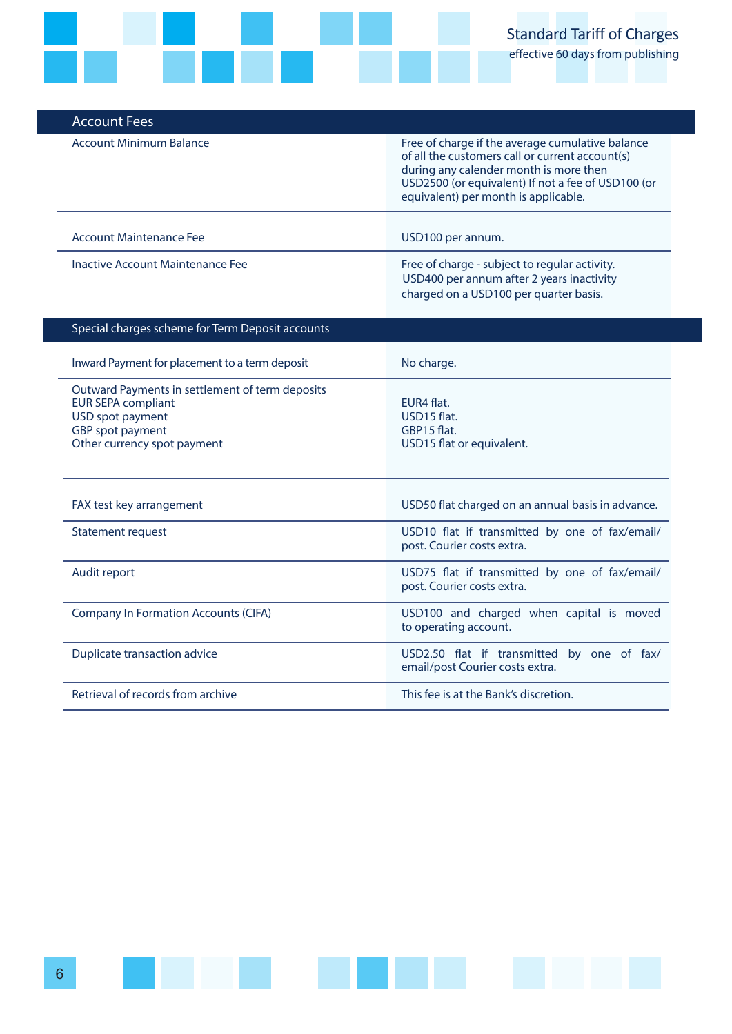## Account Fees

| Account Fees | |
|---|---|
| Account Minimum Balance | Free of charge if the average cumulative balance of all the customers call or current account(s) during any calender month is more then USD2500 (or equivalent) If not a fee of USD100 (or equivalent) per month is applicable. |
| Account Maintenance Fee | USD100 per annum. |
| Inactive Account Maintenance Fee | Free of charge - subject to regular activity. USD400 per annum after 2 years inactivity charged on a USD100 per quarter basis. |

## Special charges scheme for Term Deposit accounts

| Special charges scheme for Term Deposit accounts | |
|---|---|
| Inward Payment for placement to a term deposit | No charge. |
| Outward Payments in settlement of term deposits<br>EUR SEPA compliant<br>USD spot payment<br>GBP spot payment<br>Other currency spot payment | <br>EUR4 flat.<br>USD15 flat.<br>GBP15 flat.<br>USD15 flat or equivalent. |
| FAX test key arrangement | USD50 flat charged on an annual basis in advance. |
| Statement request | USD10 flat if transmitted by one of fax/email/post. Courier costs extra. |
| Audit report | USD75 flat if transmitted by one of fax/email/post. Courier costs extra. |
| Company In Formation Accounts (CIFA) | USD100 and charged when capital is moved to operating account. |
| Duplicate transaction advice | USD2.50 flat if transmitted by one of fax/email/post Courier costs extra. |
| Retrieval of records from archive | This fee is at the Bank's discretion. |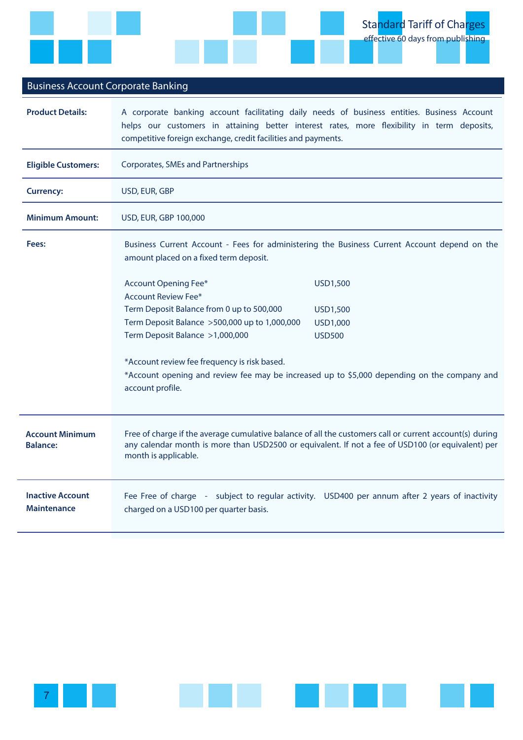## Business Account Corporate Banking

**Product Details:** A corporate banking account facilitating daily needs of business entities. Business Account helps our customers in attaining better interest rates, more flexibility in term deposits, competitive foreign exchange, credit facilities and payments.

**Eligible Customers:** Corporates, SMEs and Partnerships

**Currency:** USD, EUR, GBP

**Minimum Amount:** USD, EUR, GBP 100,000

**Fees:**

Business Current Account - Fees for administering the Business Current Account depend on the amount placed on a fixed term deposit.

| Fee | Amount |
|---|---|
| Account Opening Fee* | USD1,500 |
| Account Review Fee* | |
| Term Deposit Balance from 0 up to 500,000 | USD1,500 |
| Term Deposit Balance >500,000 up to 1,000,000 | USD1,000 |
| Term Deposit Balance >1,000,000 | USD500 |

*Account review fee frequency is risk based.

*Account opening and review fee may be increased up to $5,000 depending on the company and account profile.

**Account Minimum Balance:** Free of charge if the average cumulative balance of all the customers call or current account(s) during any calendar month is more than USD2500 or equivalent. If not a fee of USD100 (or equivalent) per month is applicable.

**Inactive Account Maintenance** Fee Free of charge - subject to regular activity. USD400 per annum after 2 years of inactivity charged on a USD100 per quarter basis.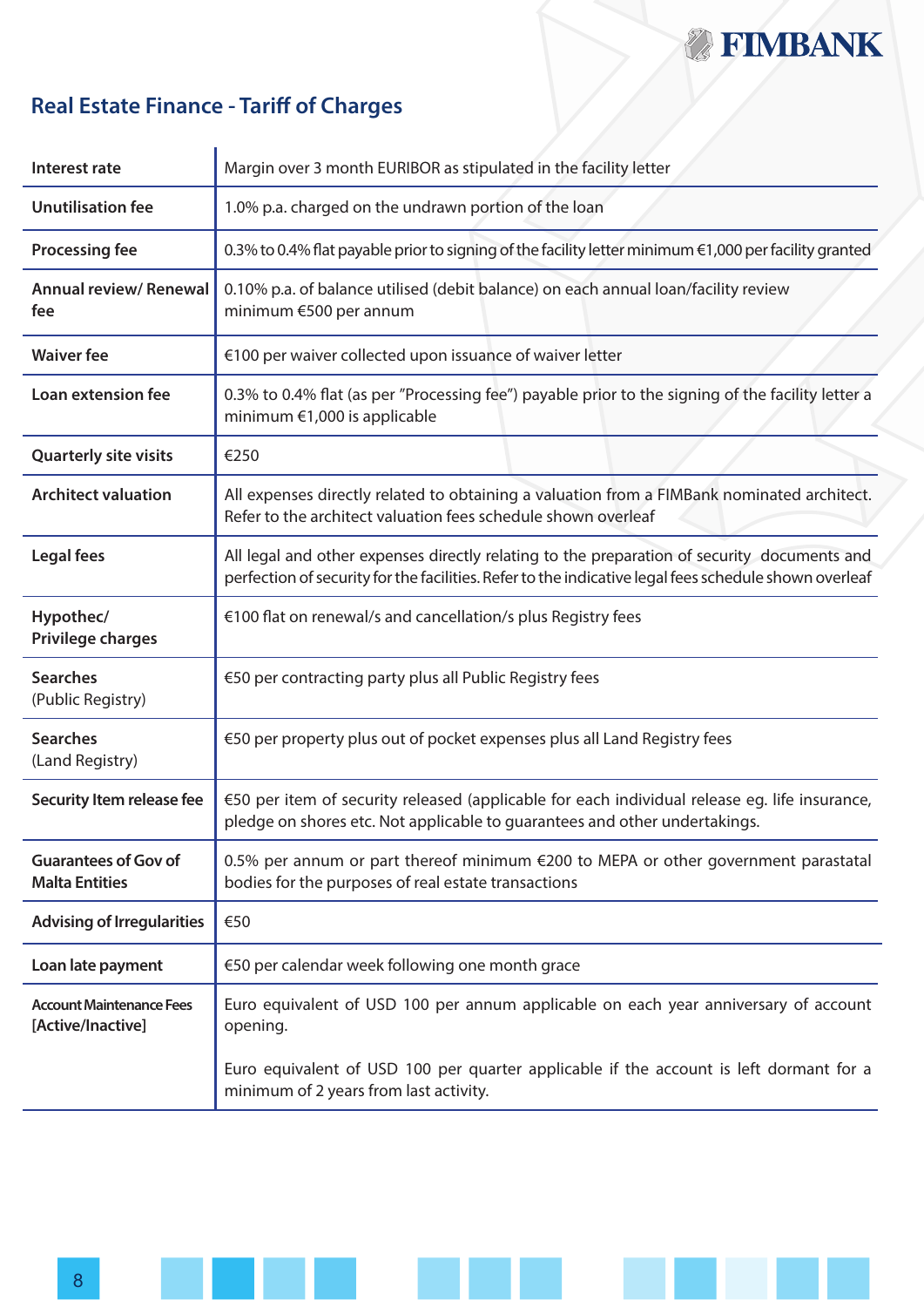## Real Estate Finance - Tariff of Charges

| | |
|---|---|
| **Interest rate** | Margin over 3 month EURIBOR as stipulated in the facility letter |
| **Unutilisation fee** | 1.0% p.a. charged on the undrawn portion of the loan |
| **Processing fee** | 0.3% to 0.4% flat payable prior to signing of the facility letter minimum €1,000 per facility granted |
| **Annual review/ Renewal fee** | 0.10% p.a. of balance utilised (debit balance) on each annual loan/facility review minimum €500 per annum |
| **Waiver fee** | €100 per waiver collected upon issuance of waiver letter |
| **Loan extension fee** | 0.3% to 0.4% flat (as per "Processing fee") payable prior to the signing of the facility letter a minimum €1,000 is applicable |
| **Quarterly site visits** | €250 |
| **Architect valuation** | All expenses directly related to obtaining a valuation from a FIMBank nominated architect. Refer to the architect valuation fees schedule shown overleaf |
| **Legal fees** | All legal and other expenses directly relating to the preparation of security documents and perfection of security for the facilities. Refer to the indicative legal fees schedule shown overleaf |
| **Hypothec/ Privilege charges** | €100 flat on renewal/s and cancellation/s plus Registry fees |
| **Searches** (Public Registry) | €50 per contracting party plus all Public Registry fees |
| **Searches** (Land Registry) | €50 per property plus out of pocket expenses plus all Land Registry fees |
| **Security Item release fee** | €50 per item of security released (applicable for each individual release eg. life insurance, pledge on shores etc. Not applicable to guarantees and other undertakings. |
| **Guarantees of Gov of Malta Entities** | 0.5% per annum or part thereof minimum €200 to MEPA or other government parastatal bodies for the purposes of real estate transactions |
| **Advising of Irregularities** | €50 |
| **Loan late payment** | €50 per calendar week following one month grace |
| **Account Maintenance Fees [Active/Inactive]** | Euro equivalent of USD 100 per annum applicable on each year anniversary of account opening.<br><br>Euro equivalent of USD 100 per quarter applicable if the account is left dormant for a minimum of 2 years from last activity. |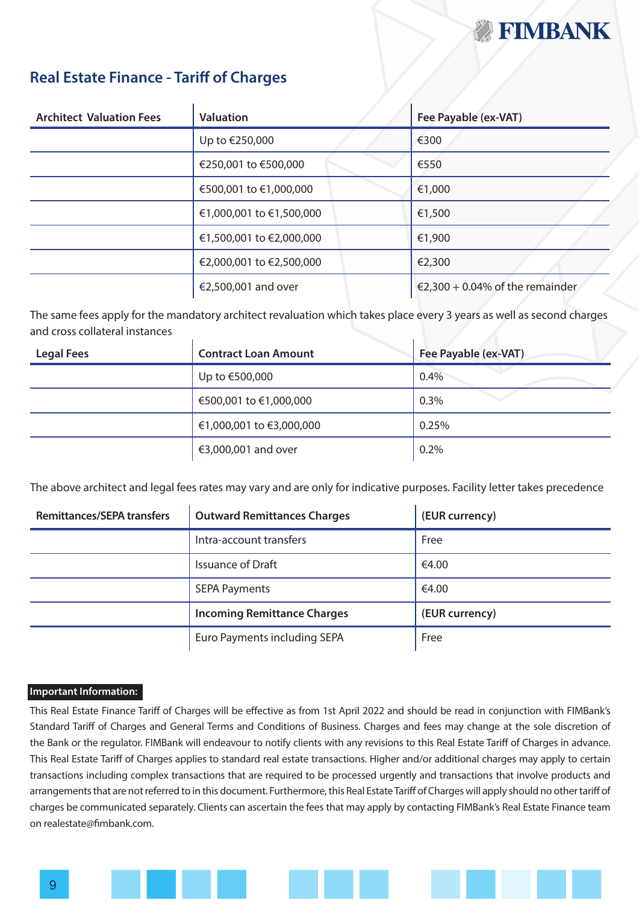## Real Estate Finance - Tariff of Charges

| Architect Valuation Fees | Valuation | Fee Payable (ex-VAT) |
|---|---|---|
| | Up to €250,000 | €300 |
| | €250,001 to €500,000 | €550 |
| | €500,001 to €1,000,000 | €1,000 |
| | €1,000,001 to €1,500,000 | €1,500 |
| | €1,500,001 to €2,000,000 | €1,900 |
| | €2,000,001 to €2,500,000 | €2,300 |
| | €2,500,001 and over | €2,300 + 0.04% of the remainder |

The same fees apply for the mandatory architect revaluation which takes place every 3 years as well as second charges and cross collateral instances

| Legal Fees | Contract Loan Amount | Fee Payable (ex-VAT) |
|---|---|---|
| | Up to €500,000 | 0.4% |
| | €500,001 to €1,000,000 | 0.3% |
| | €1,000,001 to €3,000,000 | 0.25% |
| | €3,000,001 and over | 0.2% |

The above architect and legal fees rates may vary and are only for indicative purposes. Facility letter takes precedence

| Remittances/SEPA transfers | Outward Remittances Charges | (EUR currency) |
|---|---|---|
| | Intra-account transfers | Free |
| | Issuance of Draft | €4.00 |
| | SEPA Payments | €4.00 |
| | **Incoming Remittance Charges** | **(EUR currency)** |
| | Euro Payments including SEPA | Free |

**Important Information:**

This Real Estate Finance Tariff of Charges will be effective as from 1st April 2022 and should be read in conjunction with FIMBank's Standard Tariff of Charges and General Terms and Conditions of Business. Charges and fees may change at the sole discretion of the Bank or the regulator. FIMBank will endeavour to notify clients with any revisions to this Real Estate Tariff of Charges in advance. This Real Estate Tariff of Charges applies to standard real estate transactions. Higher and/or additional charges may apply to certain transactions including complex transactions that are required to be processed urgently and transactions that involve products and arrangements that are not referred to in this document. Furthermore, this Real Estate Tariff of Charges will apply should no other tariff of charges be communicated separately. Clients can ascertain the fees that may apply by contacting FIMBank's Real Estate Finance team on realestate@fimbank.com.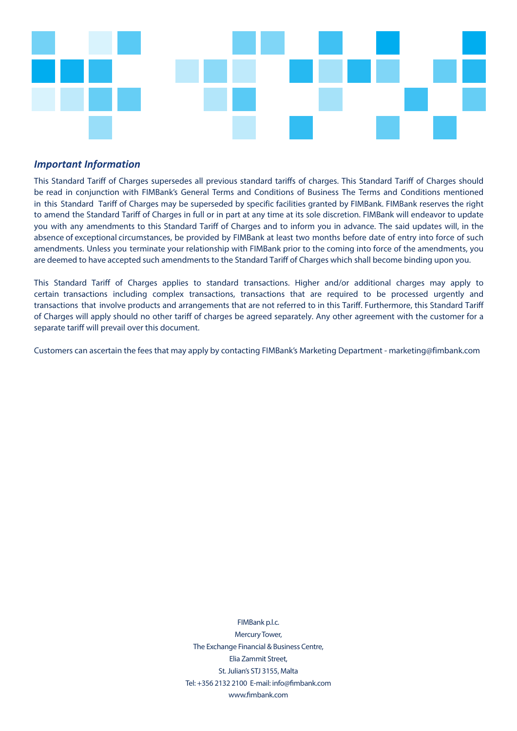### *Important Information*

This Standard Tariff of Charges supersedes all previous standard tariffs of charges. This Standard Tariff of Charges should be read in conjunction with FIMBank's General Terms and Conditions of Business The Terms and Conditions mentioned in this Standard Tariff of Charges may be superseded by specific facilities granted by FIMBank. FIMBank reserves the right to amend the Standard Tariff of Charges in full or in part at any time at its sole discretion. FIMBank will endeavor to update you with any amendments to this Standard Tariff of Charges and to inform you in advance. The said updates will, in the absence of exceptional circumstances, be provided by FIMBank at least two months before date of entry into force of such amendments. Unless you terminate your relationship with FIMBank prior to the coming into force of the amendments, you are deemed to have accepted such amendments to the Standard Tariff of Charges which shall become binding upon you.

This Standard Tariff of Charges applies to standard transactions. Higher and/or additional charges may apply to certain transactions including complex transactions, transactions that are required to be processed urgently and transactions that involve products and arrangements that are not referred to in this Tariff. Furthermore, this Standard Tariff of Charges will apply should no other tariff of charges be agreed separately. Any other agreement with the customer for a separate tariff will prevail over this document.

Customers can ascertain the fees that may apply by contacting FIMBank's Marketing Department - marketing@fimbank.com

FIMBank p.l.c.
Mercury Tower,
The Exchange Financial & Business Centre,
Elia Zammit Street,
St. Julian's STJ 3155, Malta
Tel: +356 2132 2100 E-mail: info@fimbank.com
www.fimbank.com